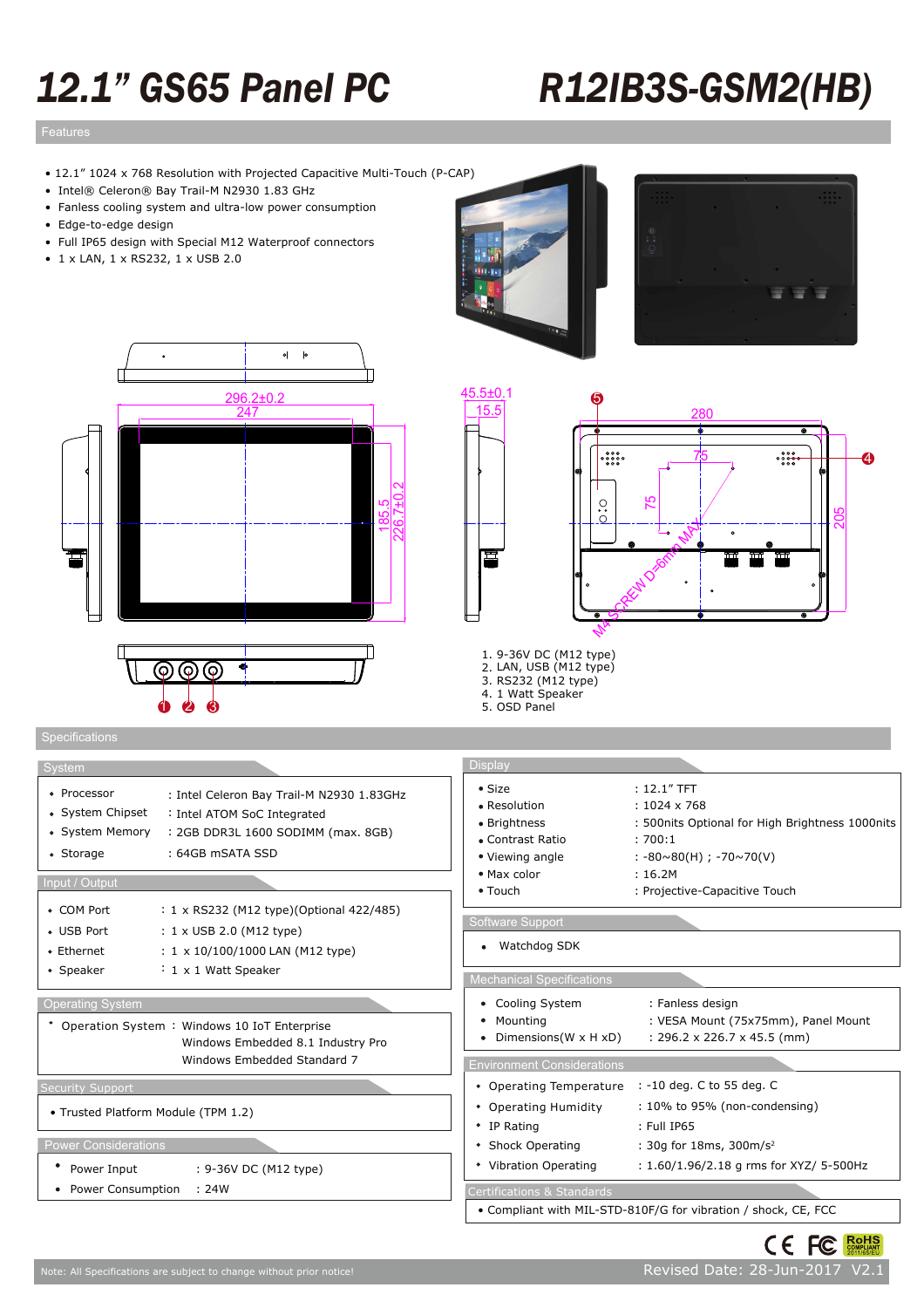# 12.1" GS65 Panel PC

# R12IB3S-GSM2(HB)

## Features

- 12.1" 1024 x 768 Resolution with Projected Capacitive Multi-Touch (P-CAP)
- Intel® Celeron® Bay Trail-M N2930 1.83 GHz
- Fanless cooling system and ultra-low power consumption
- Edge-to-edge design
- Full IP65 design with Special M12 Waterproof connectors
- 1 x LAN, 1 x RS232, 1 x USB 2.0

296.2±0.2
247
185.5
226.7±0.2
45.5±0.1
15.5
280
75
75
205
M4 SCREW D=6mm MAX

1. 9-36V DC (M12 type)
2. LAN, USB (M12 type)
3. RS232 (M12 type)
4. 1 Watt Speaker
5. OSD Panel

## Specifications

### System

- Processor : Intel Celeron Bay Trail-M N2930 1.83GHz
- System Chipset : Intel ATOM SoC Integrated
- System Memory : 2GB DDR3L 1600 SODIMM (max. 8GB)
- Storage : 64GB mSATA SSD

### Input / Output

- COM Port : 1 x RS232 (M12 type)(Optional 422/485)
- USB Port : 1 x USB 2.0 (M12 type)
- Ethernet : 1 x 10/100/1000 LAN (M12 type)
- Speaker : 1 x 1 Watt Speaker

### Operating System

- Operation System : Windows 10 IoT Enterprise
  Windows Embedded 8.1 Industry Pro
  Windows Embedded Standard 7

### Security Support

- Trusted Platform Module (TPM 1.2)

### Power Considerations

- Power Input : 9-36V DC (M12 type)
- Power Consumption : 24W

### Display

- Size : 12.1" TFT
- Resolution : 1024 x 768
- Brightness : 500nits Optional for High Brightness 1000nits
- Contrast Ratio : 700:1
- Viewing angle : -80~80(H) ; -70~70(V)
- Max color : 16.2M
- Touch : Projective-Capacitive Touch

### Software Support

- Watchdog SDK

### Mechanical Specifications

- Cooling System : Fanless design
- Mounting : VESA Mount (75x75mm), Panel Mount
- Dimensions(W x H xD) : 296.2 x 226.7 x 45.5 (mm)

### Environment Considerations

- Operating Temperature : -10 deg. C to 55 deg. C
- Operating Humidity : 10% to 95% (non-condensing)
- IP Rating : Full IP65
- Shock Operating : 30g for 18ms, 300m/s$^2$
- Vibration Operating : 1.60/1.96/2.18 g rms for XYZ/ 5-500Hz

### Certifications & Standards

- Compliant with MIL-STD-810F/G for vibration / shock, CE, FCC

CE FC RoHS COMPLIANT 2011/65/EU

Note: All Specifications are subject to change without prior notice!

Revised Date: 28-Jun-2017 V2.1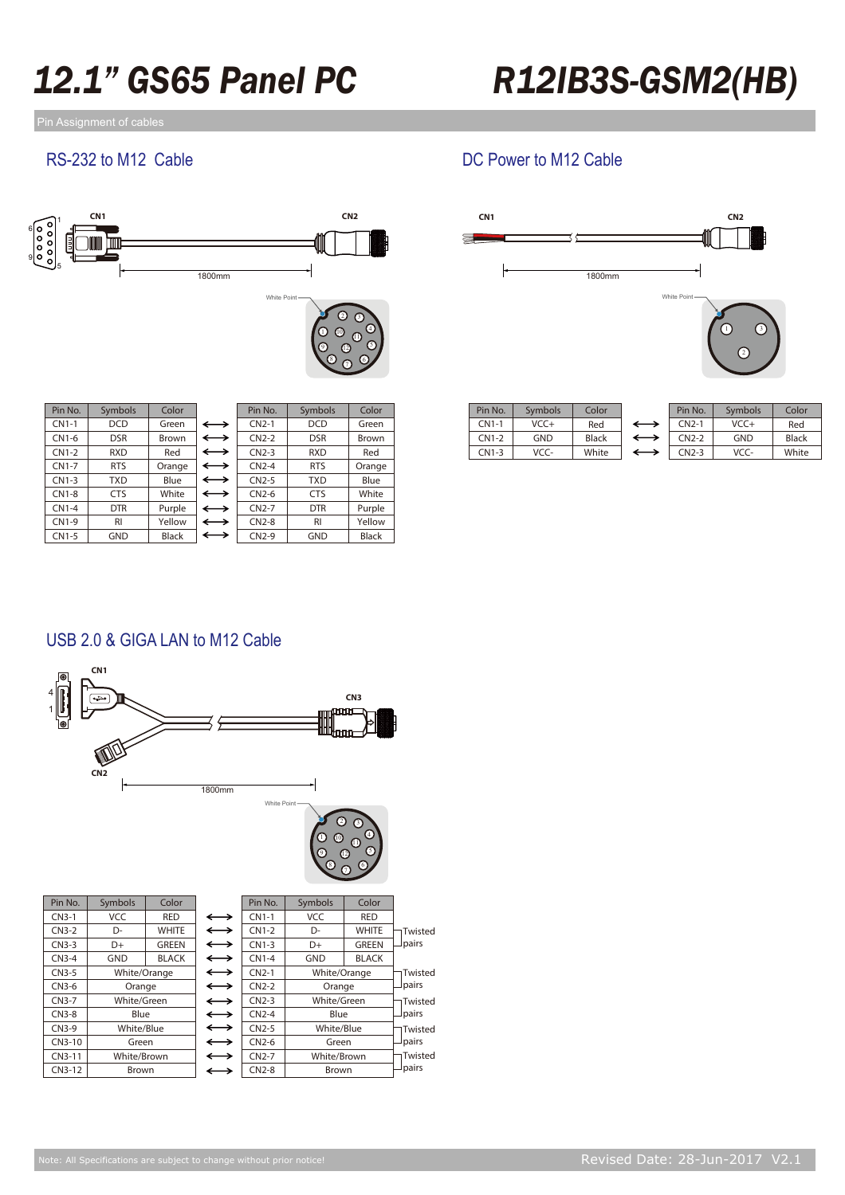# 12.1" GS65 Panel PC

# R12IB3S-GSM2(HB)

## Pin Assignment of cables

### RS-232 to M12 Cable

CN1

CN2

1800mm

White Point

| Pin No. | Symbols | Color | | Pin No. | Symbols | Color |
|---|---|---|---|---|---|---|
| CN1-1 | DCD | Green | ⟷ | CN2-1 | DCD | Green |
| CN1-6 | DSR | Brown | ⟷ | CN2-2 | DSR | Brown |
| CN1-2 | RXD | Red | ⟷ | CN2-3 | RXD | Red |
| CN1-7 | RTS | Orange | ⟷ | CN2-4 | RTS | Orange |
| CN1-3 | TXD | Blue | ⟷ | CN2-5 | TXD | Blue |
| CN1-8 | CTS | White | ⟷ | CN2-6 | CTS | White |
| CN1-4 | DTR | Purple | ⟷ | CN2-7 | DTR | Purple |
| CN1-9 | RI | Yellow | ⟷ | CN2-8 | RI | Yellow |
| CN1-5 | GND | Black | ⟷ | CN2-9 | GND | Black |

### DC Power to M12 Cable

CN1

CN2

1800mm

White Point

| Pin No. | Symbols | Color | | Pin No. | Symbols | Color |
|---|---|---|---|---|---|---|
| CN1-1 | VCC+ | Red | ⟷ | CN2-1 | VCC+ | Red |
| CN1-2 | GND | Black | ⟷ | CN2-2 | GND | Black |
| CN1-3 | VCC- | White | ⟷ | CN2-3 | VCC- | White |

### USB 2.0 & GIGA LAN to M12 Cable

CN1

CN2

CN3

1800mm

White Point

| Pin No. | Symbols | Color | | Pin No. | Symbols | Color | |
|---|---|---|---|---|---|---|---|
| CN3-1 | VCC | RED | ⟷ | CN1-1 | VCC | RED | |
| CN3-2 | D- | WHITE | ⟷ | CN1-2 | D- | WHITE | Twisted pairs |
| CN3-3 | D+ | GREEN | ⟷ | CN1-3 | D+ | GREEN | |
| CN3-4 | GND | BLACK | ⟷ | CN1-4 | GND | BLACK | |
| CN3-5 | White/Orange | | ⟷ | CN2-1 | White/Orange | | Twisted pairs |
| CN3-6 | Orange | | ⟷ | CN2-2 | Orange | | |
| CN3-7 | White/Green | | ⟷ | CN2-3 | White/Green | | Twisted pairs |
| CN3-8 | Blue | | ⟷ | CN2-4 | Blue | | |
| CN3-9 | White/Blue | | ⟷ | CN2-5 | White/Blue | | Twisted pairs |
| CN3-10 | Green | | ⟷ | CN2-6 | Green | | |
| CN3-11 | White/Brown | | ⟷ | CN2-7 | White/Brown | | Twisted pairs |
| CN3-12 | Brown | | ⟷ | CN2-8 | Brown | | |

Note: All Specifications are subject to change without prior notice!

Revised Date: 28-Jun-2017 V2.1